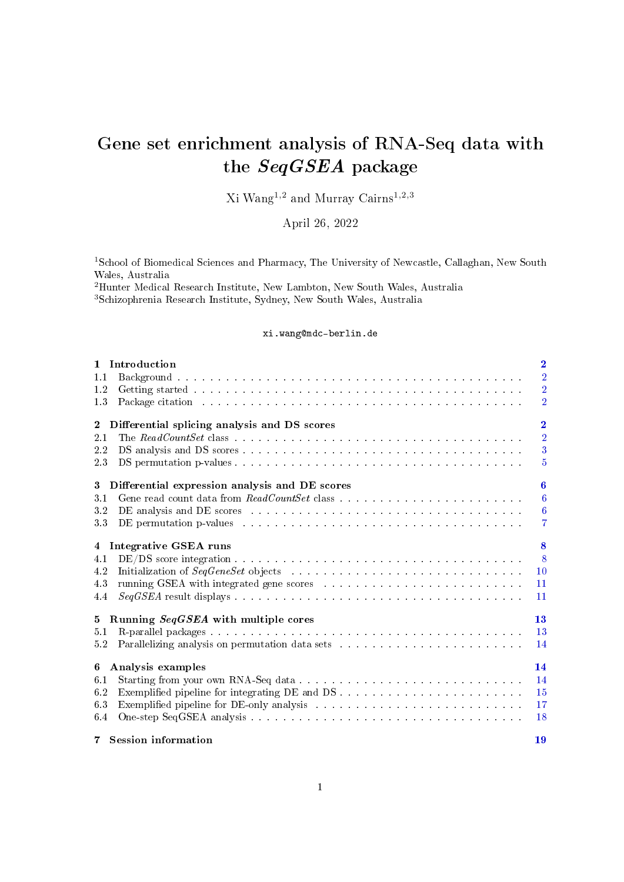# Gene set enrichment analysis of RNA-Seq data with the *SeqGSEA* package

Xi Wang[1,2] and Murray Cairns[1,2,3]

April 26, 2022

[1]School of Biomedical Sciences and Pharmacy, The University of Newcastle, Callaghan, New South Wales, Australia
[2]Hunter Medical Research Institute, New Lambton, New South Wales, Australia
[3]Schizophrenia Research Institute, Sydney, New South Wales, Australia

xi.wang@mdc-berlin.de

**1 Introduction** ... **2**
- 1.1 Background ... 2
- 1.2 Getting started ... 2
- 1.3 Package citation ... 2

**2 Differential splicing analysis and DS scores** ... **2**
- 2.1 The *ReadCountSet* class ... 2
- 2.2 DS analysis and DS scores ... 3
- 2.3 DS permutation p-values ... 5

**3 Differential expression analysis and DE scores** ... **6**
- 3.1 Gene read count data from *ReadCountSet* class ... 6
- 3.2 DE analysis and DE scores ... 6
- 3.3 DE permutation p-values ... 7

**4 Integrative GSEA runs** ... **8**
- 4.1 DE/DS score integration ... 8
- 4.2 Initialization of *SeqGeneSet* objects ... 10
- 4.3 running GSEA with integrated gene scores ... 11
- 4.4 *SeqGSEA* result displays ... 11

**5 Running *SeqGSEA* with multiple cores** ... **13**
- 5.1 R-parallel packages ... 13
- 5.2 Parallelizing analysis on permutation data sets ... 14

**6 Analysis examples** ... **14**
- 6.1 Starting from your own RNA-Seq data ... 14
- 6.2 Exemplified pipeline for integrating DE and DS ... 15
- 6.3 Exemplified pipeline for DE-only analysis ... 17
- 6.4 One-step SeqGSEA analysis ... 18

**7 Session information** ... **19**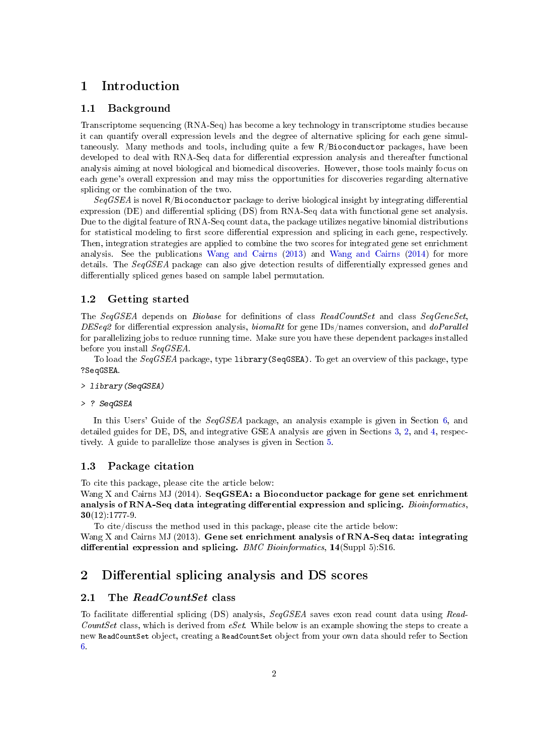# 1 Introduction

## 1.1 Background

Transcriptome sequencing (RNA-Seq) has become a key technology in transcriptome studies because it can quantify overall expression levels and the degree of alternative splicing for each gene simultaneously. Many methods and tools, including quite a few `R/Bioconductor` packages, have been developed to deal with RNA-Seq data for differential expression analysis and thereafter functional analysis aiming at novel biological and biomedical discoveries. However, those tools mainly focus on each gene's overall expression and may miss the opportunities for discoveries regarding alternative splicing or the combination of the two.

*SeqGSEA* is novel `R/Bioconductor` package to derive biological insight by integrating differential expression (DE) and differential splicing (DS) from RNA-Seq data with functional gene set analysis. Due to the digital feature of RNA-Seq count data, the package utilizes negative binomial distributions for statistical modeling to first score differential expression and splicing in each gene, respectively. Then, integration strategies are applied to combine the two scores for integrated gene set enrichment analysis. See the publications Wang and Cairns (2013) and Wang and Cairns (2014) for more details. The *SeqGSEA* package can also give detection results of differentially expressed genes and differentially spliced genes based on sample label permutation.

## 1.2 Getting started

The *SeqGSEA* depends on *Biobase* for definitions of class *ReadCountSet* and class *SeqGeneSet*, *DESeq2* for differential expression analysis, *biomaRt* for gene IDs/names conversion, and *doParallel* for parallelizing jobs to reduce running time. Make sure you have these dependent packages installed before you install *SeqGSEA*.

To load the *SeqGSEA* package, type `library(SeqGSEA)`. To get an overview of this package, type `?SeqGSEA`.

```
> library(SeqGSEA)
> ? SeqGSEA
```

In this Users' Guide of the *SeqGSEA* package, an analysis example is given in Section 6, and detailed guides for DE, DS, and integrative GSEA analysis are given in Sections 3, 2, and 4, respectively. A guide to parallelize those analyses is given in Section 5.

## 1.3 Package citation

To cite this package, please cite the article below:
Wang X and Cairns MJ (2014). **SeqGSEA: a Bioconductor package for gene set enrichment analysis of RNA-Seq data integrating differential expression and splicing.** *Bioinformatics*, **30**(12):1777-9.

To cite/discuss the method used in this package, please cite the article below:
Wang X and Cairns MJ (2013). **Gene set enrichment analysis of RNA-Seq data: integrating differential expression and splicing.** *BMC Bioinformatics*, **14**(Suppl 5):S16.

# 2 Differential splicing analysis and DS scores

## 2.1 The *ReadCountSet* class

To facilitate differential splicing (DS) analysis, *SeqGSEA* saves exon read count data using *ReadCountSet* class, which is derived from *eSet*. While below is an example showing the steps to create a new `ReadCountSet` object, creating a `ReadCountSet` object from your own data should refer to Section 6.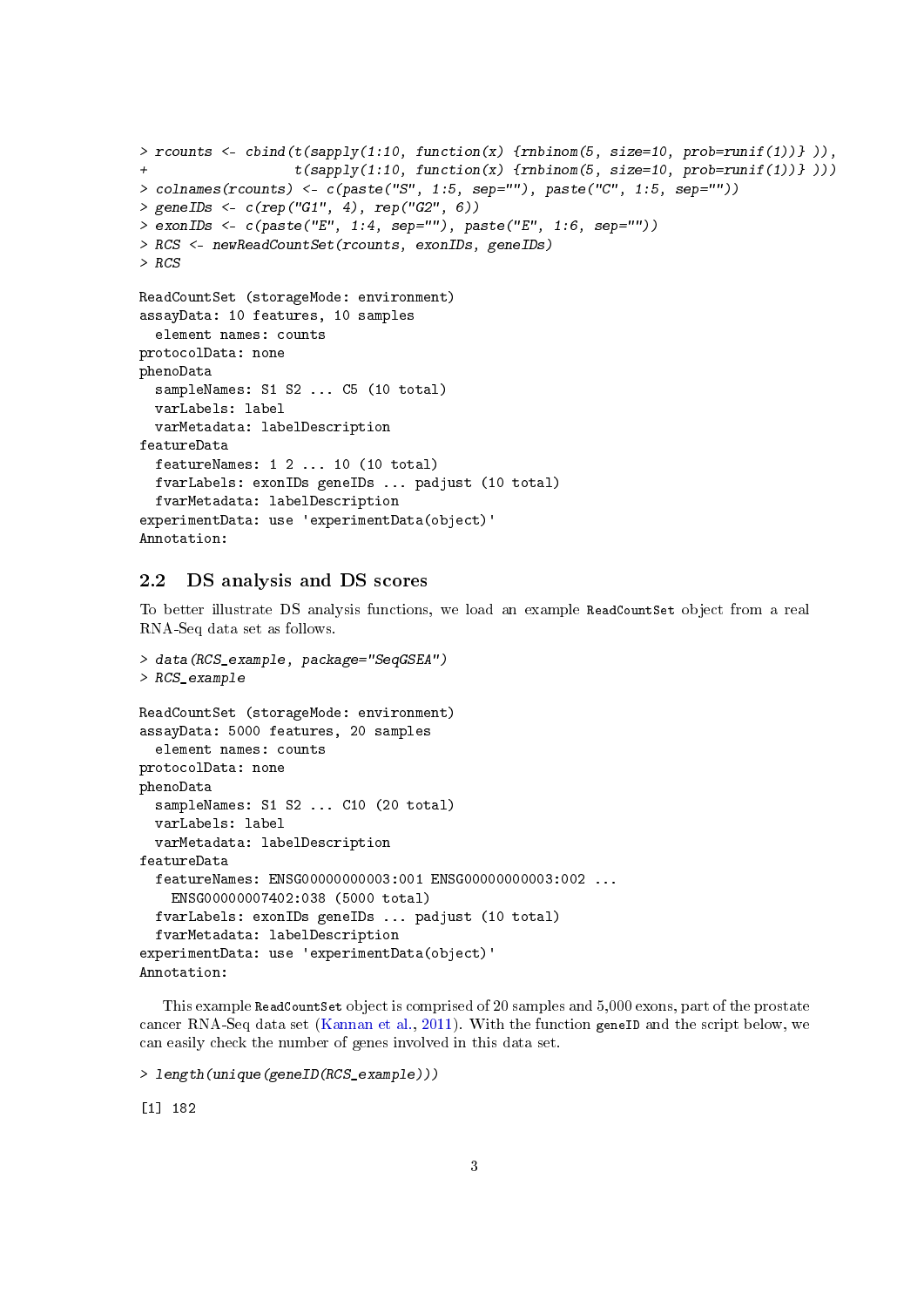```
> rcounts <- cbind(t(sapply(1:10, function(x) {rnbinom(5, size=10, prob=runif(1))} )),
+                  t(sapply(1:10, function(x) {rnbinom(5, size=10, prob=runif(1))} )))
> colnames(rcounts) <- c(paste("S", 1:5, sep=""), paste("C", 1:5, sep=""))
> geneIDs <- c(rep("G1", 4), rep("G2", 6))
> exonIDs <- c(paste("E", 1:4, sep=""), paste("E", 1:6, sep=""))
> RCS <- newReadCountSet(rcounts, exonIDs, geneIDs)
> RCS
```

```
ReadCountSet (storageMode: environment)
assayData: 10 features, 10 samples
  element names: counts
protocolData: none
phenoData
  sampleNames: S1 S2 ... C5 (10 total)
  varLabels: label
  varMetadata: labelDescription
featureData
  featureNames: 1 2 ... 10 (10 total)
  fvarLabels: exonIDs geneIDs ... padjust (10 total)
  fvarMetadata: labelDescription
experimentData: use 'experimentData(object)'
Annotation:
```

## 2.2 DS analysis and DS scores

To better illustrate DS analysis functions, we load an example `ReadCountSet` object from a real RNA-Seq data set as follows.

```
> data(RCS_example, package="SeqGSEA")
> RCS_example
```

```
ReadCountSet (storageMode: environment)
assayData: 5000 features, 20 samples
  element names: counts
protocolData: none
phenoData
  sampleNames: S1 S2 ... C10 (20 total)
  varLabels: label
  varMetadata: labelDescription
featureData
  featureNames: ENSG00000000003:001 ENSG00000000003:002 ...
    ENSG00000007402:038 (5000 total)
  fvarLabels: exonIDs geneIDs ... padjust (10 total)
  fvarMetadata: labelDescription
experimentData: use 'experimentData(object)'
Annotation:
```

This example `ReadCountSet` object is comprised of 20 samples and 5,000 exons, part of the prostate cancer RNA-Seq data set (Kannan et al., 2011). With the function `geneID` and the script below, we can easily check the number of genes involved in this data set.

```
> length(unique(geneID(RCS_example)))
```

```
[1] 182
```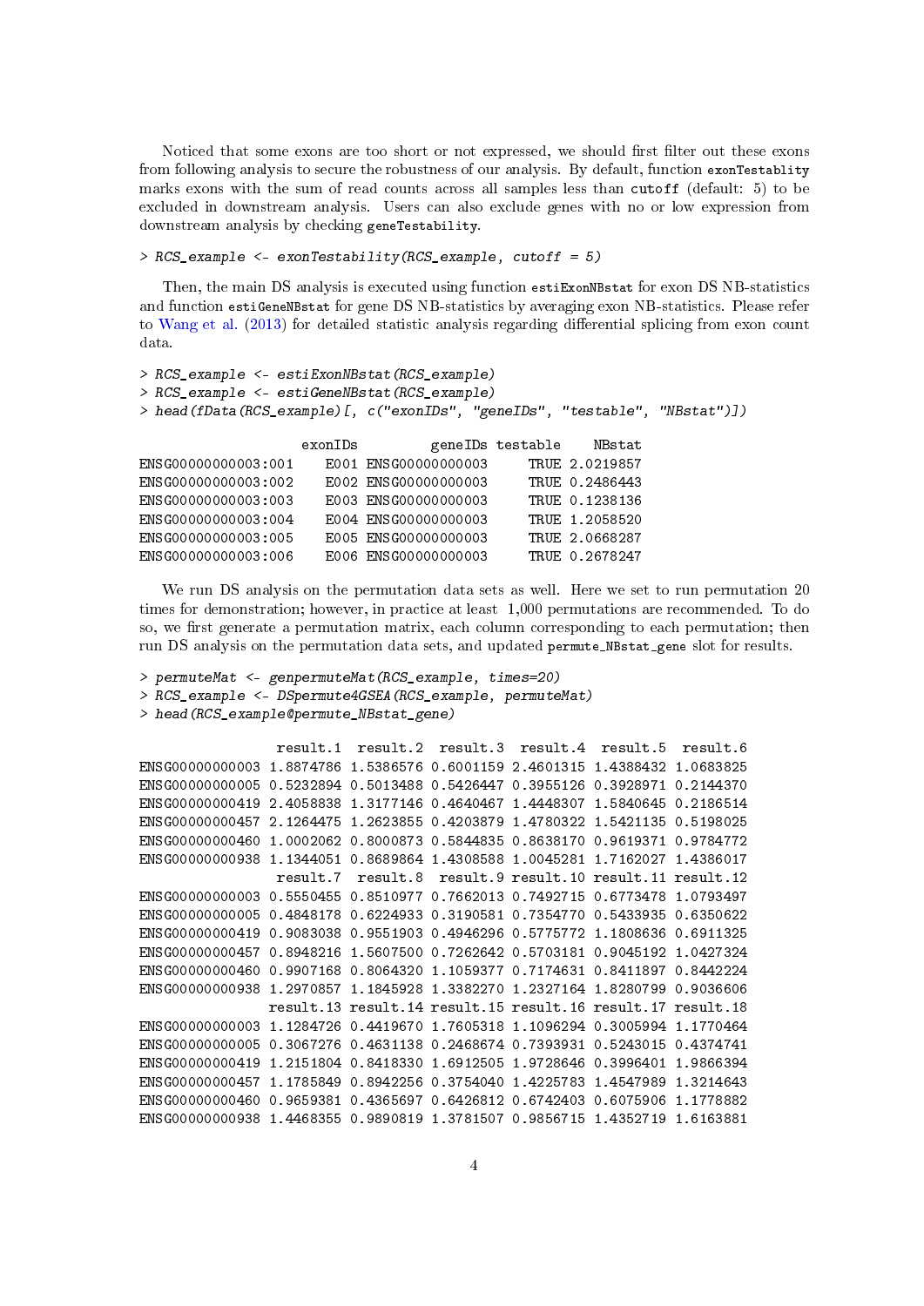Noticed that some exons are too short or not expressed, we should first filter out these exons from following analysis to secure the robustness of our analysis. By default, function `exonTestablity` marks exons with the sum of read counts across all samples less than `cutoff` (default: 5) to be excluded in downstream analysis. Users can also exclude genes with no or low expression from downstream analysis by checking `geneTestability`.

```
> RCS_example <- exonTestability(RCS_example, cutoff = 5)
```

Then, the main DS analysis is executed using function `estiExonNBstat` for exon DS NB-statistics and function `estiGeneNBstat` for gene DS NB-statistics by averaging exon NB-statistics. Please refer to Wang et al. (2013) for detailed statistic analysis regarding differential splicing from exon count data.

```
> RCS_example <- estiExonNBstat(RCS_example)
> RCS_example <- estiGeneNBstat(RCS_example)
> head(fData(RCS_example)[, c("exonIDs", "geneIDs", "testable", "NBstat")])

                    exonIDs         geneIDs testable    NBstat
ENSG00000000003:001    E001 ENSG00000000003     TRUE 2.0219857
ENSG00000000003:002    E002 ENSG00000000003     TRUE 0.2486443
ENSG00000000003:003    E003 ENSG00000000003     TRUE 0.1238136
ENSG00000000003:004    E004 ENSG00000000003     TRUE 1.2058520
ENSG00000000003:005    E005 ENSG00000000003     TRUE 2.0668287
ENSG00000000003:006    E006 ENSG00000000003     TRUE 0.2678247
```

We run DS analysis on the permutation data sets as well. Here we set to run permutation 20 times for demonstration; however, in practice at least 1,000 permutations are recommended. To do so, we first generate a permutation matrix, each column corresponding to each permutation; then run DS analysis on the permutation data sets, and updated `permute_NBstat_gene` slot for results.

```
> permuteMat <- genpermuteMat(RCS_example, times=20)
> RCS_example <- DSpermute4GSEA(RCS_example, permuteMat)
> head(RCS_example@permute_NBstat_gene)

                 result.1  result.2  result.3  result.4  result.5  result.6
ENSG00000000003 1.8874786 1.5386576 0.6001159 2.4601315 1.4388432 1.0683825
ENSG00000000005 0.5232894 0.5013488 0.5426447 0.3955126 0.3928971 0.2144370
ENSG00000000419 2.4058838 1.3177146 0.4640467 1.4448307 1.5840645 0.2186514
ENSG00000000457 2.1264475 1.2623855 0.4203879 1.4780322 1.5421135 0.5198025
ENSG00000000460 1.0002062 0.8000873 0.5844835 0.8638170 0.9619371 0.9784772
ENSG00000000938 1.1344051 0.8689864 1.4308588 1.0045281 1.7162027 1.4386017
                 result.7  result.8  result.9 result.10 result.11 result.12
ENSG00000000003 0.5550455 0.8510977 0.7662013 0.7492715 0.6773478 1.0793497
ENSG00000000005 0.4848178 0.6224933 0.3190581 0.7354770 0.5433935 0.6350622
ENSG00000000419 0.9083038 0.9551903 0.4946296 0.5775772 1.1808636 0.6911325
ENSG00000000457 0.8948216 1.5607500 0.7262642 0.5703181 0.9045192 1.0427324
ENSG00000000460 0.9907168 0.8064320 1.1059377 0.7174631 0.8411897 0.8442224
ENSG00000000938 1.2970857 1.1845928 1.3382270 1.2327164 1.8280799 0.9036606
                result.13 result.14 result.15 result.16 result.17 result.18
ENSG00000000003 1.1284726 0.4419670 1.7605318 1.1096294 0.3005994 1.1770464
ENSG00000000005 0.3067276 0.4631138 0.2468674 0.7393931 0.5243015 0.4374741
ENSG00000000419 1.2151804 0.8418330 1.6912505 1.9728646 0.3996401 1.9866394
ENSG00000000457 1.1785849 0.8942256 0.3754040 1.4225783 1.4547989 1.3214643
ENSG00000000460 0.9659381 0.4365697 0.6426812 0.6742403 0.6075906 1.1778882
ENSG00000000938 1.4468355 0.9890819 1.3781507 0.9856715 1.4352719 1.6163881
```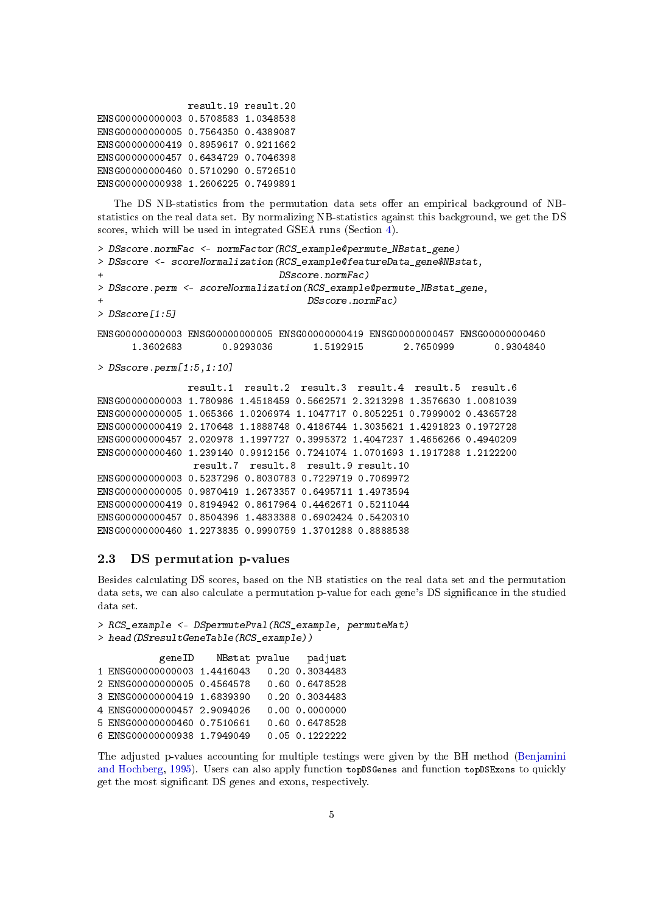```
                result.19 result.20
ENSG00000000003 0.5708583 1.0348538
ENSG00000000005 0.7564350 0.4389087
ENSG00000000419 0.8959617 0.9211662
ENSG00000000457 0.6434729 0.7046398
ENSG00000000460 0.5710290 0.5726510
ENSG00000000938 1.2606225 0.7499891
```

The DS NB-statistics from the permutation data sets offer an empirical background of NB-statistics on the real data set. By normalizing NB-statistics against this background, we get the DS scores, which will be used in integrated GSEA runs (Section 4).

```
> DSscore.normFac <- normFactor(RCS_example@permute_NBstat_gene)
> DSscore <- scoreNormalization(RCS_example@featureData_gene$NBstat,
+                               DSscore.normFac)
> DSscore.perm <- scoreNormalization(RCS_example@permute_NBstat_gene,
+                                    DSscore.normFac)
> DSscore[1:5]
```

```
ENSG00000000003 ENSG00000000005 ENSG00000000419 ENSG00000000457 ENSG00000000460
      1.3602683       0.9293036       1.5192915       2.7650999       0.9304840
```

```
> DSscore.perm[1:5,1:10]
```

```
                result.1  result.2  result.3  result.4  result.5  result.6
ENSG00000000003 1.780986 1.4518459 0.5662571 2.3213298 1.3576630 1.0081039
ENSG00000000005 1.065366 1.0206974 1.1047717 0.8052251 0.7999002 0.4365728
ENSG00000000419 2.170648 1.1888748 0.4186744 1.3035621 1.4291823 0.1972728
ENSG00000000457 2.020978 1.1997727 0.3995372 1.4047237 1.4656266 0.4940209
ENSG00000000460 1.239140 0.9912156 0.7241074 1.0701693 1.1917288 1.2122200
                 result.7  result.8  result.9 result.10
ENSG00000000003 0.5237296 0.8030783 0.7229719 0.7069972
ENSG00000000005 0.9870419 1.2673357 0.6495711 1.4973594
ENSG00000000419 0.8194942 0.8617964 0.4462671 0.5211044
ENSG00000000457 0.8504396 1.4833388 0.6902424 0.5420310
ENSG00000000460 1.2273835 0.9990759 1.3701288 0.8888538
```

## 2.3 DS permutation p-values

Besides calculating DS scores, based on the NB statistics on the real data set and the permutation data sets, we can also calculate a permutation p-value for each gene's DS significance in the studied data set.

```
> RCS_example <- DSpermutePval(RCS_example, permuteMat)
> head(DSresultGeneTable(RCS_example))
```

```
           geneID    NBstat pvalue    padjust
1 ENSG00000000003 1.4416043   0.20 0.3034483
2 ENSG00000000005 0.4564578   0.60 0.6478528
3 ENSG00000000419 1.6839390   0.20 0.3034483
4 ENSG00000000457 2.9094026   0.00 0.0000000
5 ENSG00000000460 0.7510661   0.60 0.6478528
6 ENSG00000000938 1.7949049   0.05 0.1222222
```

The adjusted p-values accounting for multiple testings were given by the BH method (Benjamini and Hochberg, 1995). Users can also apply function `topDSGenes` and function `topDSExons` to quickly get the most significant DS genes and exons, respectively.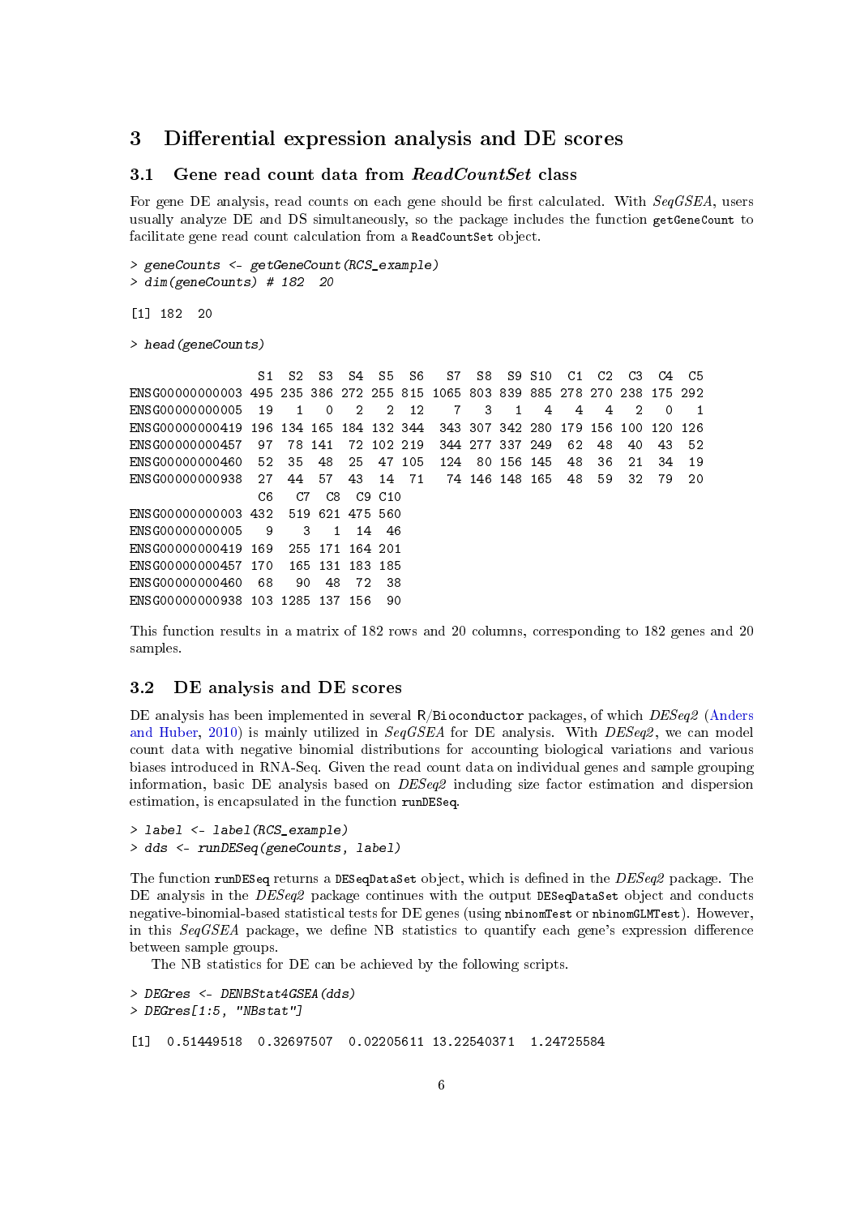## 3 Differential expression analysis and DE scores

### 3.1 Gene read count data from *ReadCountSet* class

For gene DE analysis, read counts on each gene should be first calculated. With *SeqGSEA*, users usually analyze DE and DS simultaneously, so the package includes the function `getGeneCount` to facilitate gene read count calculation from a `ReadCountSet` object.

```
> geneCounts <- getGeneCount(RCS_example)
> dim(geneCounts) # 182  20

[1] 182  20

> head(geneCounts)

                 S1  S2  S3  S4  S5  S6   S7  S8  S9 S10  C1  C2  C3  C4  C5
ENSG00000000003 495 235 386 272 255 815 1065 803 839 885 278 270 238 175 292
ENSG00000000005  19   1   0   2   2  12    7   3   1   4   4   4   2   0   1
ENSG00000000419 196 134 165 184 132 344  343 307 342 280 179 156 100 120 126
ENSG00000000457  97  78 141  72 102 219  344 277 337 249  62  48  40  43  52
ENSG00000000460  52  35  48  25  47 105  124  80 156 145  48  36  21  34  19
ENSG00000000938  27  44  57  43  14  71   74 146 148 165  48  59  32  79  20
                 C6   C7  C8  C9 C10
ENSG00000000003 432  519 621 475 560
ENSG00000000005   9    3   1  14  46
ENSG00000000419 169  255 171 164 201
ENSG00000000457 170  165 131 183 185
ENSG00000000460  68   90  48  72  38
ENSG00000000938 103 1285 137 156  90
```

This function results in a matrix of 182 rows and 20 columns, corresponding to 182 genes and 20 samples.

### 3.2 DE analysis and DE scores

DE analysis has been implemented in several R/Bioconductor packages, of which *DESeq2* (Anders and Huber, 2010) is mainly utilized in *SeqGSEA* for DE analysis. With *DESeq2*, we can model count data with negative binomial distributions for accounting biological variations and various biases introduced in RNA-Seq. Given the read count data on individual genes and sample grouping information, basic DE analysis based on *DESeq2* including size factor estimation and dispersion estimation, is encapsulated in the function `runDESeq`.

```
> label <- label(RCS_example)
> dds <- runDESeq(geneCounts, label)
```

The function `runDESeq` returns a `DESeqDataSet` object, which is defined in the *DESeq2* package. The DE analysis in the *DESeq2* package continues with the output `DESeqDataSet` object and conducts negative-binomial-based statistical tests for DE genes (using `nbinomTest` or `nbinomGLMTest`). However, in this *SeqGSEA* package, we define NB statistics to quantify each gene's expression difference between sample groups.

The NB statistics for DE can be achieved by the following scripts.

```
> DEGres <- DENBStat4GSEA(dds)
> DEGres[1:5, "NBstat"]

[1]  0.51449518  0.32697507  0.02205611 13.22540371  1.24725584
```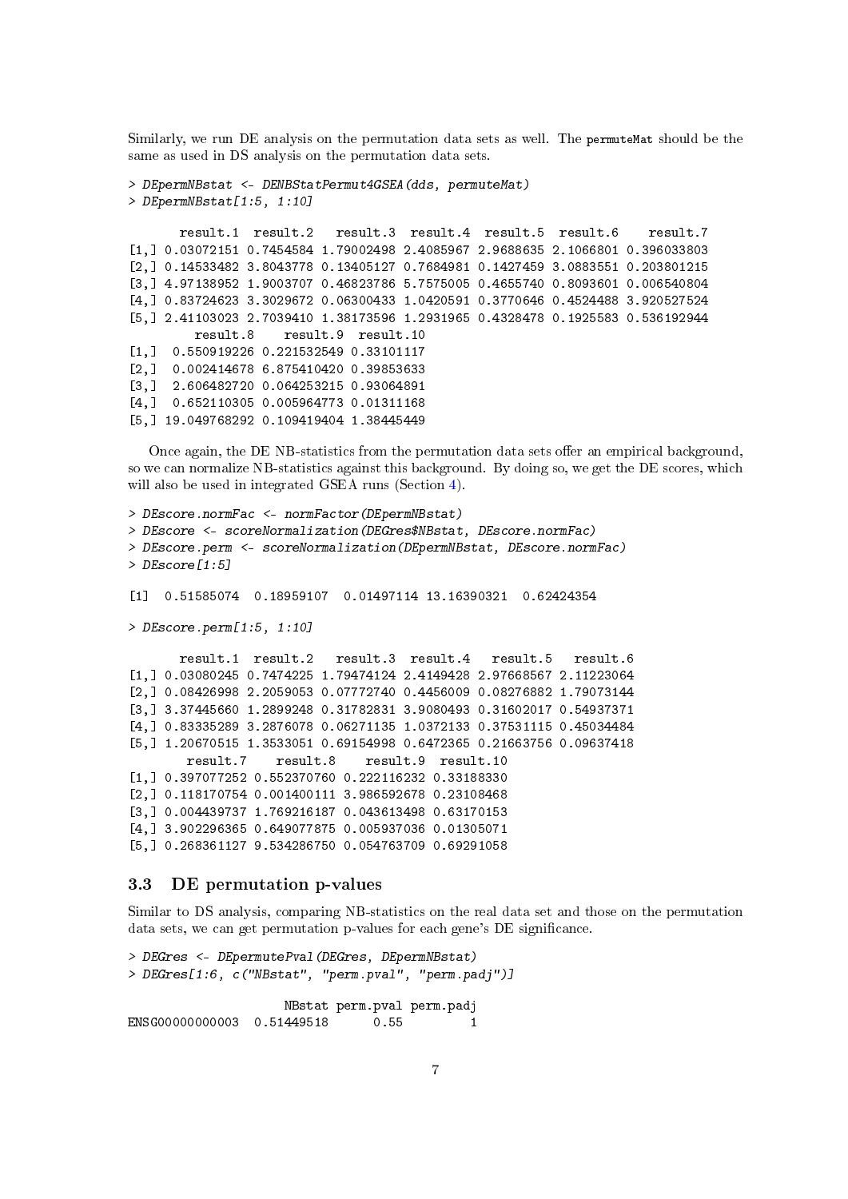Similarly, we run DE analysis on the permutation data sets as well. The `permuteMat` should be the same as used in DS analysis on the permutation data sets.

```
> DEpermNBstat <- DENBStatPermut4GSEA(dds, permuteMat)
> DEpermNBstat[1:5, 1:10]

       result.1  result.2   result.3  result.4  result.5  result.6    result.7
[1,] 0.03072151 0.7454584 1.79002498 2.4085967 2.9688635 2.1066801 0.396033803
[2,] 0.14533482 3.8043778 0.13405127 0.7684981 0.1427459 3.0883551 0.203801215
[3,] 4.97138952 1.9003707 0.46823786 5.7575005 0.4655740 0.8093601 0.006540804
[4,] 0.83724623 3.3029672 0.06300433 1.0420591 0.3770646 0.4524488 3.920527524
[5,] 2.41103023 2.7039410 1.38173596 1.2931965 0.4328478 0.1925583 0.536192944
        result.8    result.9  result.10
[1,]  0.550919226 0.221532549 0.33101117
[2,]  0.002414678 6.875410420 0.39853633
[3,]  2.606482720 0.064253215 0.93064891
[4,]  0.652110305 0.005964773 0.01311168
[5,] 19.049768292 0.109419404 1.38445449
```

Once again, the DE NB-statistics from the permutation data sets offer an empirical background, so we can normalize NB-statistics against this background. By doing so, we get the DE scores, which will also be used in integrated GSEA runs (Section 4).

```
> DEscore.normFac <- normFactor(DEpermNBstat)
> DEscore <- scoreNormalization(DEGres$NBstat, DEscore.normFac)
> DEscore.perm <- scoreNormalization(DEpermNBstat, DEscore.normFac)
> DEscore[1:5]

[1]  0.51585074  0.18959107  0.01497114 13.16390321  0.62424354

> DEscore.perm[1:5, 1:10]

       result.1  result.2   result.3  result.4   result.5   result.6
[1,] 0.03080245 0.7474225 1.79474124 2.4149428 2.97668567 2.11223064
[2,] 0.08426998 2.2059053 0.07772740 0.4456009 0.08276882 1.79073144
[3,] 3.37445660 1.2899248 0.31782831 3.9080493 0.31602017 0.54937371
[4,] 0.83335289 3.2876078 0.06271135 1.0372133 0.37531115 0.45034484
[5,] 1.20670515 1.3533051 0.69154998 0.6472365 0.21663756 0.09637418
        result.7    result.8    result.9  result.10
[1,] 0.397077252 0.552370760 0.222116232 0.33188330
[2,] 0.118170754 0.001400111 3.986592678 0.23108468
[3,] 0.004439737 1.769216187 0.043613498 0.63170153
[4,] 3.902296365 0.649077875 0.005937036 0.01305071
[5,] 0.268361127 9.534286750 0.054763709 0.69291058
```

### 3.3 DE permutation p-values

Similar to DS analysis, comparing NB-statistics on the real data set and those on the permutation data sets, we can get permutation p-values for each gene's DE significance.

```
> DEGres <- DEpermutePval(DEGres, DEpermNBstat)
> DEGres[1:6, c("NBstat", "perm.pval", "perm.padj")]

                    NBstat perm.pval perm.padj
ENSG00000000003  0.51449518      0.55         1
```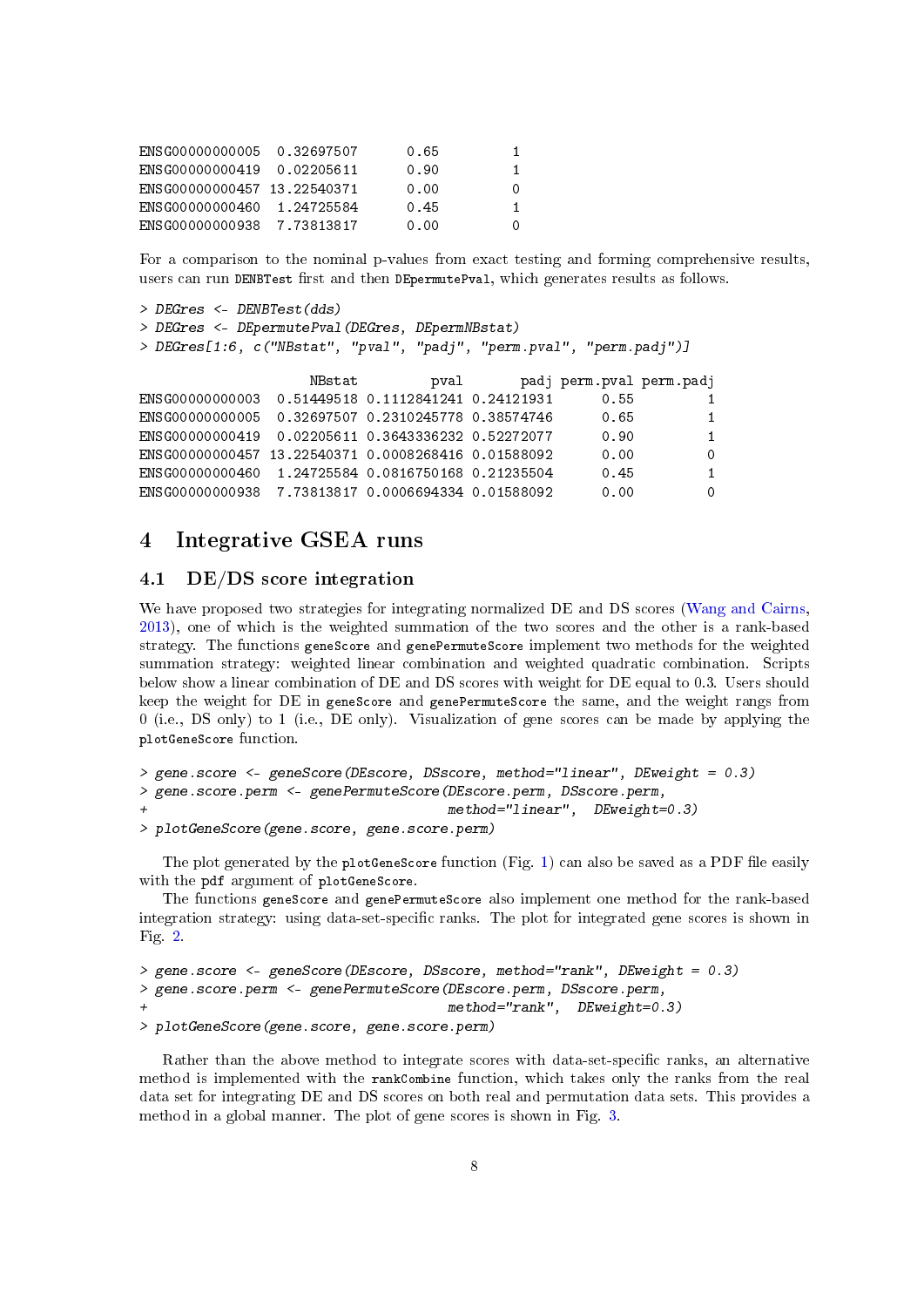```
ENSG00000000005  0.32697507      0.65         1
ENSG00000000419  0.02205611      0.90         1
ENSG00000000457 13.22540371      0.00         0
ENSG00000000460  1.24725584      0.45         1
ENSG00000000938  7.73813817      0.00         0
```

For a comparison to the nominal p-values from exact testing and forming comprehensive results, users can run DENBTest first and then DEpermutePval, which generates results as follows.

```
> DEGres <- DENBTest(dds)
> DEGres <- DEpermutePval(DEGres, DEpermNBstat)
> DEGres[1:6, c("NBstat", "pval", "padj", "perm.pval", "perm.padj")]

                     NBstat         pval       padj perm.pval perm.padj
ENSG00000000003  0.51449518 0.1112841241 0.24121931      0.55         1
ENSG00000000005  0.32697507 0.2310245778 0.38574746      0.65         1
ENSG00000000419  0.02205611 0.3643336232 0.52272077      0.90         1
ENSG00000000457 13.22540371 0.0008268416 0.01588092      0.00         0
ENSG00000000460  1.24725584 0.0816750168 0.21235504      0.45         1
ENSG00000000938  7.73813817 0.0006694334 0.01588092      0.00         0
```

# 4 Integrative GSEA runs

## 4.1 DE/DS score integration

We have proposed two strategies for integrating normalized DE and DS scores (Wang and Cairns, 2013), one of which is the weighted summation of the two scores and the other is a rank-based strategy. The functions geneScore and genePermuteScore implement two methods for the weighted summation strategy: weighted linear combination and weighted quadratic combination. Scripts below show a linear combination of DE and DS scores with weight for DE equal to 0.3. Users should keep the weight for DE in geneScore and genePermuteScore the same, and the weight rangs from 0 (i.e., DS only) to 1 (i.e., DE only). Visualization of gene scores can be made by applying the plotGeneScore function.

```
> gene.score <- geneScore(DEscore, DSscore, method="linear", DEweight = 0.3)
> gene.score.perm <- genePermuteScore(DEscore.perm, DSscore.perm,
+                                     method="linear",  DEweight=0.3)
> plotGeneScore(gene.score, gene.score.perm)
```

The plot generated by the plotGeneScore function (Fig. 1) can also be saved as a PDF file easily with the pdf argument of plotGeneScore.

The functions geneScore and genePermuteScore also implement one method for the rank-based integration strategy: using data-set-specific ranks. The plot for integrated gene scores is shown in Fig. 2.

```
> gene.score <- geneScore(DEscore, DSscore, method="rank", DEweight = 0.3)
> gene.score.perm <- genePermuteScore(DEscore.perm, DSscore.perm,
+                                     method="rank",  DEweight=0.3)
> plotGeneScore(gene.score, gene.score.perm)
```

Rather than the above method to integrate scores with data-set-specific ranks, an alternative method is implemented with the rankCombine function, which takes only the ranks from the real data set for integrating DE and DS scores on both real and permutation data sets. This provides a method in a global manner. The plot of gene scores is shown in Fig. 3.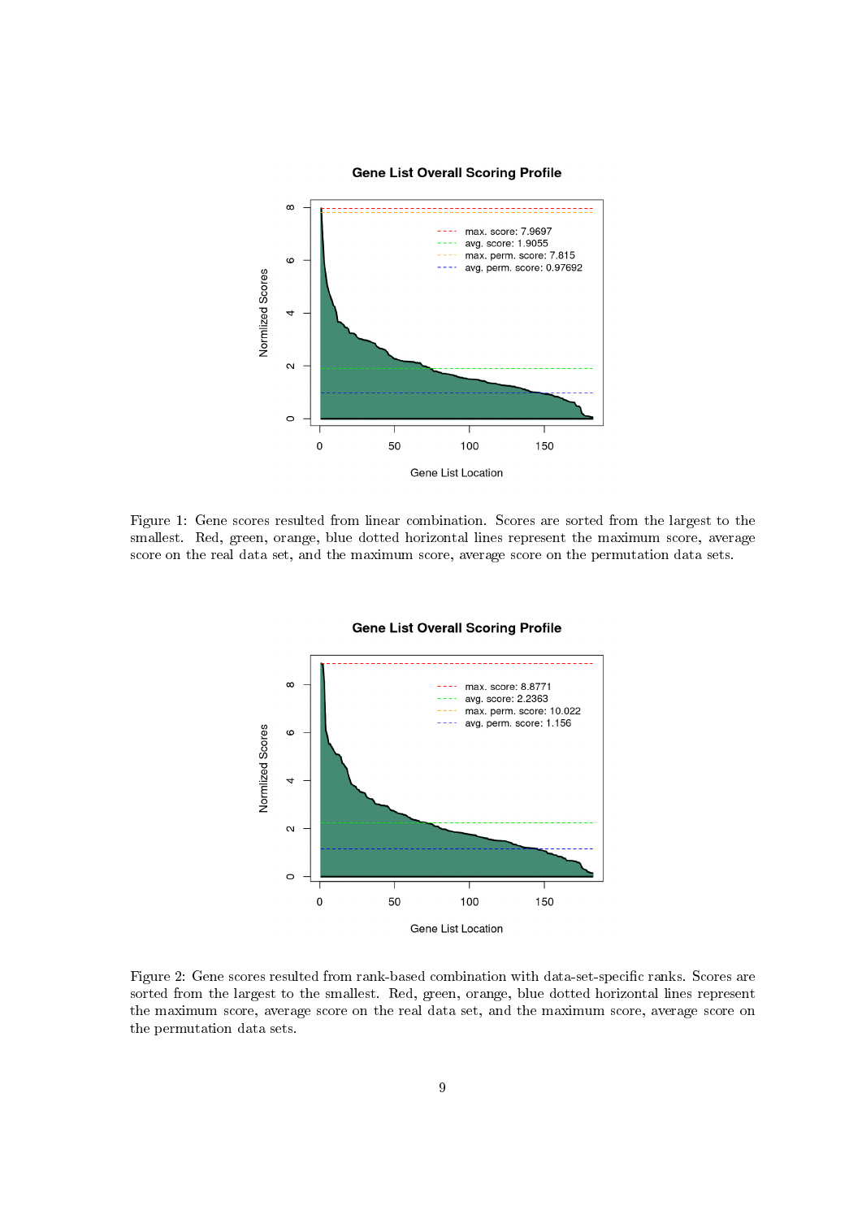Figure 1: Gene scores resulted from linear combination. Scores are sorted from the largest to the smallest. Red, green, orange, blue dotted horizontal lines represent the maximum score, average score on the real data set, and the maximum score, average score on the permutation data sets.

Figure 2: Gene scores resulted from rank-based combination with data-set-specific ranks. Scores are sorted from the largest to the smallest. Red, green, orange, blue dotted horizontal lines represent the maximum score, average score on the real data set, and the maximum score, average score on the permutation data sets.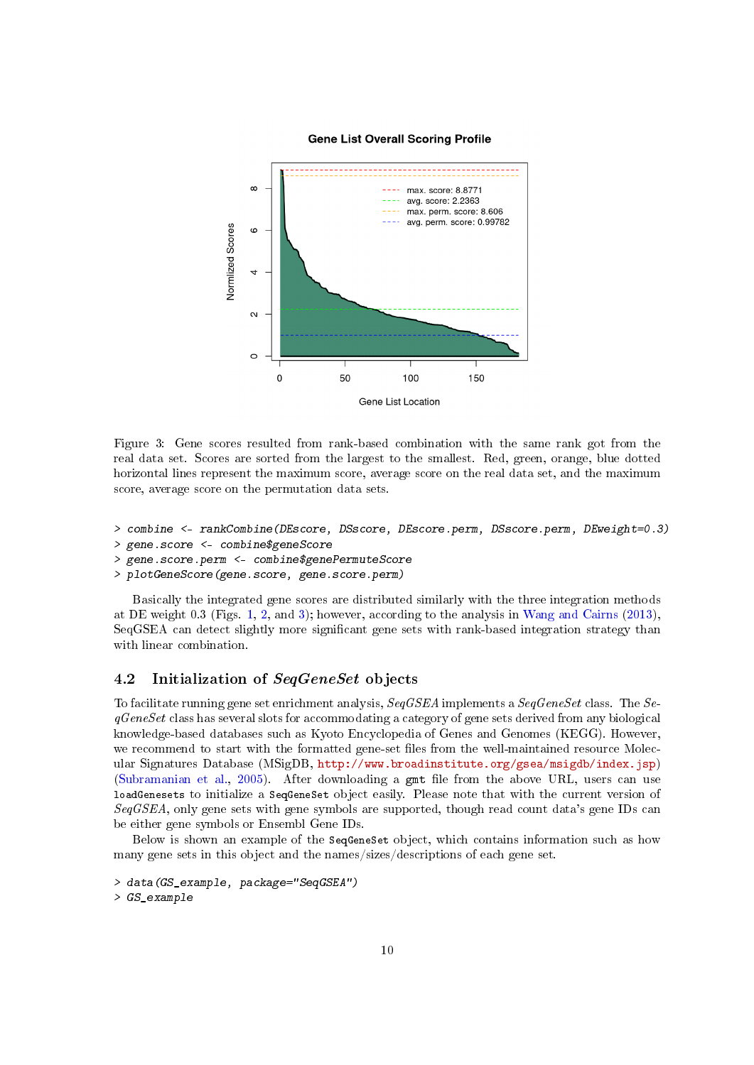Figure 3: Gene scores resulted from rank-based combination with the same rank got from the real data set. Scores are sorted from the largest to the smallest. Red, green, orange, blue dotted horizontal lines represent the maximum score, average score on the real data set, and the maximum score, average score on the permutation data sets.

```
> combine <- rankCombine(DEscore, DSscore, DEscore.perm, DSscore.perm, DEweight=0.3)
> gene.score <- combine$geneScore
> gene.score.perm <- combine$genePermuteScore
> plotGeneScore(gene.score, gene.score.perm)
```

Basically the integrated gene scores are distributed similarly with the three integration methods at DE weight 0.3 (Figs. 1, 2, and 3); however, according to the analysis in Wang and Cairns (2013), SeqGSEA can detect slightly more significant gene sets with rank-based integration strategy than with linear combination.

## 4.2 Initialization of *SeqGeneSet* objects

To facilitate running gene set enrichment analysis, *SeqGSEA* implements a *SeqGeneSet* class. The *SeqGeneSet* class has several slots for accommodating a category of gene sets derived from any biological knowledge-based databases such as Kyoto Encyclopedia of Genes and Genomes (KEGG). However, we recommend to start with the formatted gene-set files from the well-maintained resource Molecular Signatures Database (MSigDB, http://www.broadinstitute.org/gsea/msigdb/index.jsp) (Subramanian et al., 2005). After downloading a `gmt` file from the above URL, users can use `loadGenesets` to initialize a `SeqGeneSet` object easily. Please note that with the current version of *SeqGSEA*, only gene sets with gene symbols are supported, though read count data's gene IDs can be either gene symbols or Ensembl Gene IDs.

Below is shown an example of the `SeqGeneSet` object, which contains information such as how many gene sets in this object and the names/sizes/descriptions of each gene set.

```
> data(GS_example, package="SeqGSEA")
> GS_example
```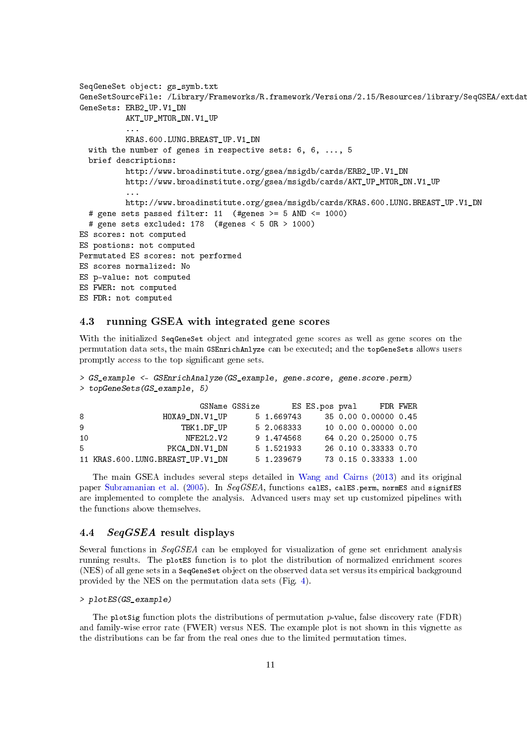```
SeqGeneSet object: gs_symb.txt
GeneSetSourceFile: /Library/Frameworks/R.framework/Versions/2.15/Resources/library/SeqGSEA/extdat
GeneSets: ERB2_UP.V1_DN
          AKT_UP_MTOR_DN.V1_UP
          ...
          KRAS.600.LUNG.BREAST_UP.V1_DN
  with the number of genes in respective sets: 6, 6, ..., 5
  brief descriptions:
          http://www.broadinstitute.org/gsea/msigdb/cards/ERB2_UP.V1_DN
          http://www.broadinstitute.org/gsea/msigdb/cards/AKT_UP_MTOR_DN.V1_UP
          ...
          http://www.broadinstitute.org/gsea/msigdb/cards/KRAS.600.LUNG.BREAST_UP.V1_DN
  # gene sets passed filter: 11  (#genes >= 5 AND <= 1000)
  # gene sets excluded: 178  (#genes < 5 OR > 1000)
ES scores: not computed
ES postions: not computed
Permutated ES scores: not performed
ES scores normalized: No
ES p-value: not computed
ES FWER: not computed
ES FDR: not computed
```

## 4.3 running GSEA with integrated gene scores

With the initialized `SeqGeneSet` object and integrated gene scores as well as gene scores on the permutation data sets, the main `GSEnrichAnlyze` can be executed; and the `topGeneSets` allows users promptly access to the top significant gene sets.

```
> GS_example <- GSEnrichAnalyze(GS_example, gene.score, gene.score.perm)
> topGeneSets(GS_example, 5)

                          GSName GSSize       ES ES.pos pval     FDR FWER
8                 HOXA9_DN.V1_UP      5 1.669743     35 0.00 0.00000 0.45
9                    TBK1.DF_UP      5 2.068333     10 0.00 0.00000 0.00
10                    NFE2L2.V2      9 1.474568     64 0.20 0.25000 0.75
5                  PKCA_DN.V1_DN      5 1.521933     26 0.10 0.33333 0.70
11 KRAS.600.LUNG.BREAST_UP.V1_DN      5 1.239679     73 0.15 0.33333 1.00
```

The main GSEA includes several steps detailed in Wang and Cairns (2013) and its original paper Subramanian et al. (2005). In *SeqGSEA*, functions `calES`, `calES.perm`, `normES` and `signifES` are implemented to complete the analysis. Advanced users may set up customized pipelines with the functions above themselves.

## 4.4 *SeqGSEA* result displays

Several functions in *SeqGSEA* can be employed for visualization of gene set enrichment analysis running results. The `plotES` function is to plot the distribution of normalized enrichment scores (NES) of all gene sets in a `SeqGeneSet` object on the observed data set versus its empirical background provided by the NES on the permutation data sets (Fig. 4).

```
> plotES(GS_example)
```

The `plotSig` function plots the distributions of permutation $p$-value, false discovery rate (FDR) and family-wise error rate (FWER) versus NES. The example plot is not shown in this vignette as the distributions can be far from the real ones due to the limited permutation times.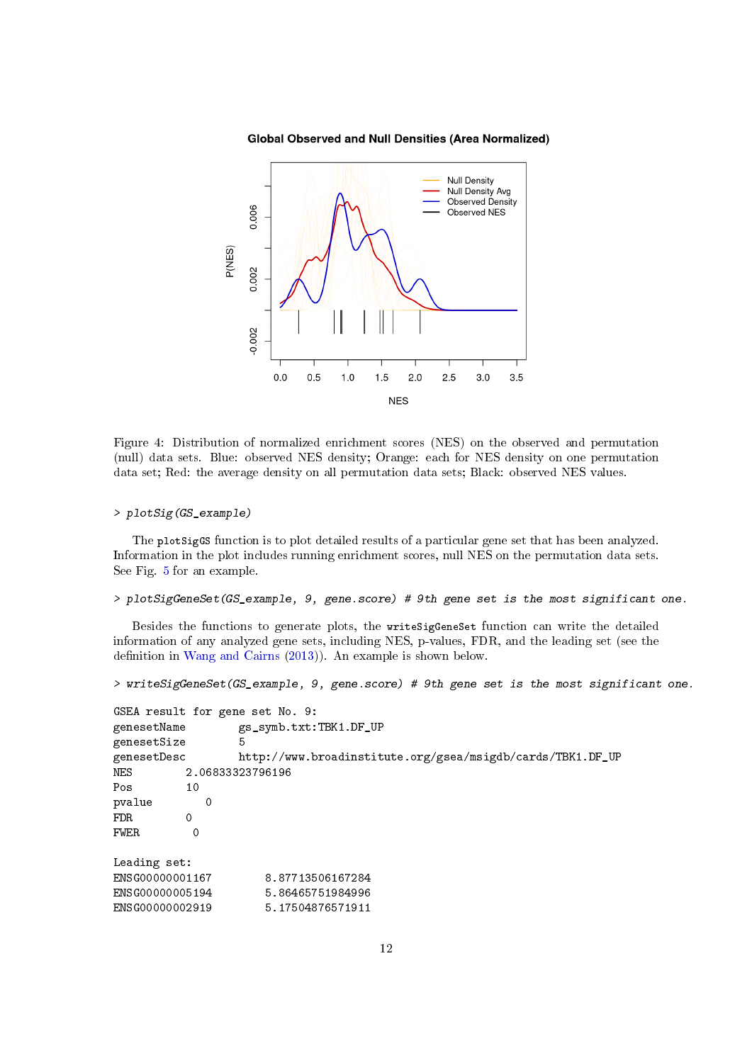Figure 4: Distribution of normalized enrichment scores (NES) on the observed and permutation (null) data sets. Blue: observed NES density; Orange: each for NES density on one permutation data set; Red: the average density on all permutation data sets; Black: observed NES values.

```
> plotSig(GS_example)
```

The `plotSigGS` function is to plot detailed results of a particular gene set that has been analyzed. Information in the plot includes running enrichment scores, null NES on the permutation data sets. See Fig. 5 for an example.

```
> plotSigGeneSet(GS_example, 9, gene.score) # 9th gene set is the most significant one.
```

Besides the functions to generate plots, the `writeSigGeneSet` function can write the detailed information of any analyzed gene sets, including NES, p-values, FDR, and the leading set (see the definition in Wang and Cairns (2013)). An example is shown below.

```
> writeSigGeneSet(GS_example, 9, gene.score) # 9th gene set is the most significant one.

GSEA result for gene set No. 9:
genesetName        gs_symb.txt:TBK1.DF_UP
genesetSize        5
genesetDesc        http://www.broadinstitute.org/gsea/msigdb/cards/TBK1.DF_UP
NES        2.06833323796196
Pos        10
pvalue        0
FDR        0
FWER        0

Leading set:
ENSG00000001167        8.87713506167284
ENSG00000005194        5.86465751984996
ENSG00000002919        5.17504876571911
```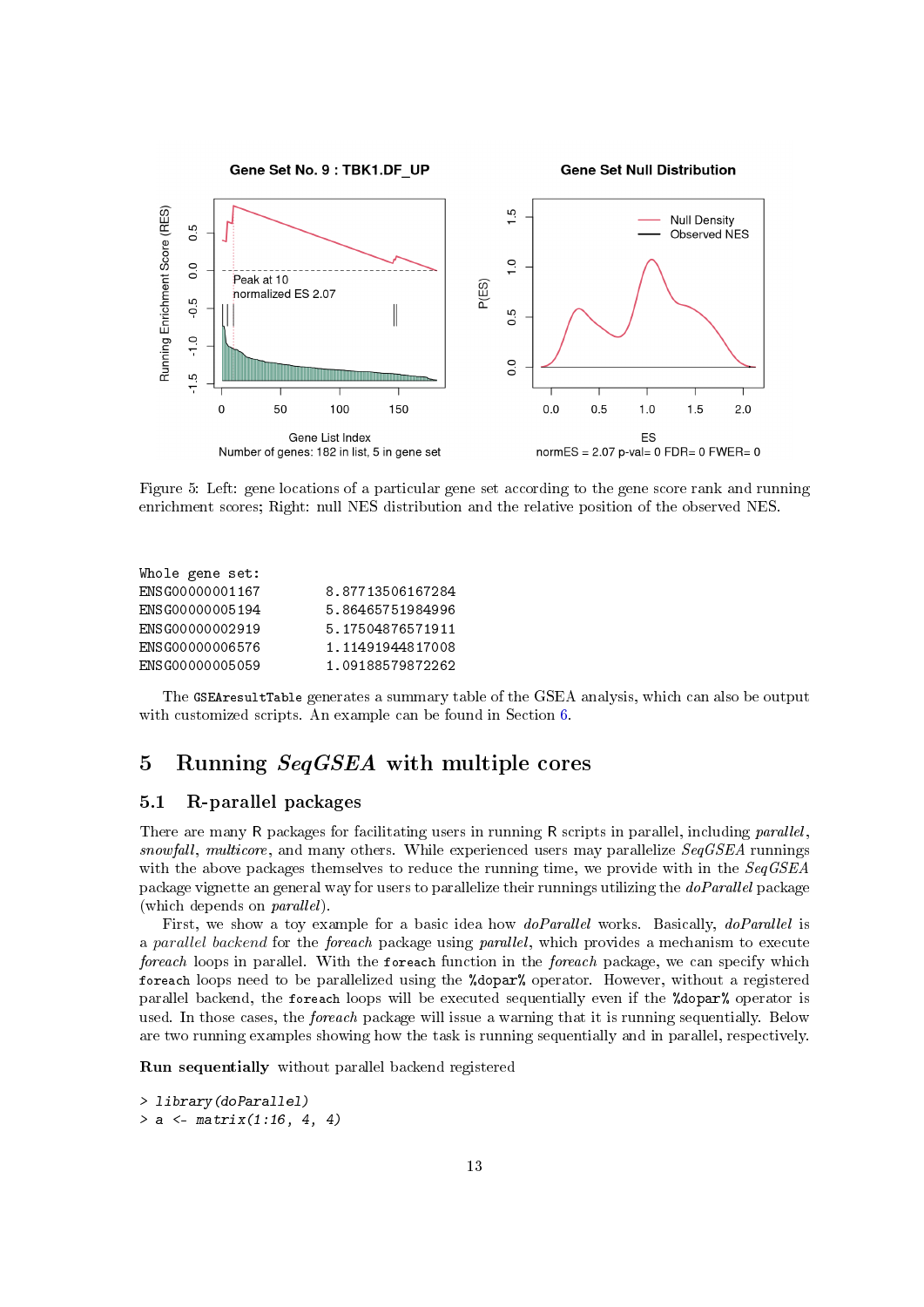Figure 5: Left: gene locations of a particular gene set according to the gene score rank and running enrichment scores; Right: null NES distribution and the relative position of the observed NES.

```
Whole gene set:
ENSG00000001167         8.87713506167284
ENSG00000005194         5.86465751984996
ENSG00000002919         5.17504876571911
ENSG00000006576         1.11491944817008
ENSG00000005059         1.09188579872262
```

The `GSEAresultTable` generates a summary table of the GSEA analysis, which can also be output with customized scripts. An example can be found in Section 6.

# 5 Running *SeqGSEA* with multiple cores

## 5.1 R-parallel packages

There are many R packages for facilitating users in running R scripts in parallel, including *parallel*, *snowfall*, *multicore*, and many others. While experienced users may parallelize *SeqGSEA* runnings with the above packages themselves to reduce the running time, we provide with in the *SeqGSEA* package vignette an general way for users to parallelize their runnings utilizing the *doParallel* package (which depends on *parallel*).

First, we show a toy example for a basic idea how *doParallel* works. Basically, *doParallel* is a *parallel backend* for the *foreach* package using *parallel*, which provides a mechanism to execute *foreach* loops in parallel. With the `foreach` function in the *foreach* package, we can specify which `foreach` loops need to be parallelized using the `%dopar%` operator. However, without a registered parallel backend, the `foreach` loops will be executed sequentially even if the `%dopar%` operator is used. In those cases, the *foreach* package will issue a warning that it is running sequentially. Below are two running examples showing how the task is running sequentially and in parallel, respectively.

**Run sequentially** without parallel backend registered

```
> library(doParallel)
> a <- matrix(1:16, 4, 4)
```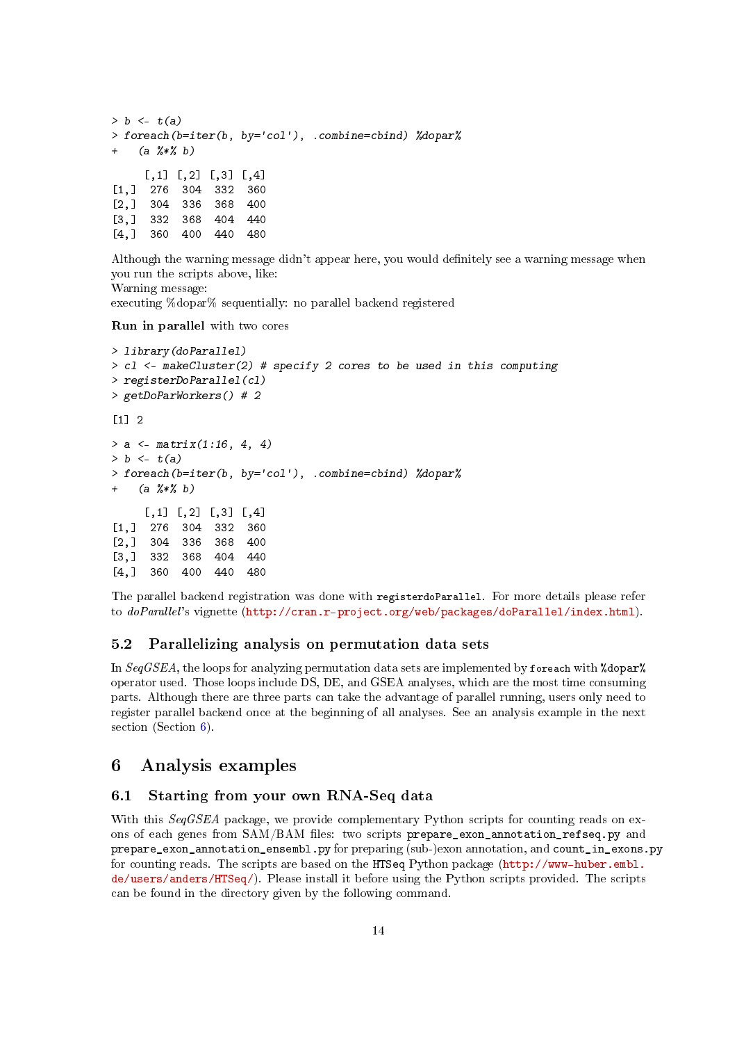```
> b <- t(a)
> foreach(b=iter(b, by='col'), .combine=cbind) %dopar%
+   (a %*% b)
```

```
     [,1] [,2] [,3] [,4]
[1,]  276  304  332  360
[2,]  304  336  368  400
[3,]  332  368  404  440
[4,]  360  400  440  480
```

Although the warning message didn't appear here, you would definitely see a warning message when you run the scripts above, like:
Warning message:
executing %dopar% sequentially: no parallel backend registered

**Run in parallel** with two cores

```
> library(doParallel)
> cl <- makeCluster(2) # specify 2 cores to be used in this computing
> registerDoParallel(cl)
> getDoParWorkers() # 2
```

```
[1] 2
```

```
> a <- matrix(1:16, 4, 4)
> b <- t(a)
> foreach(b=iter(b, by='col'), .combine=cbind) %dopar%
+   (a %*% b)
```

```
     [,1] [,2] [,3] [,4]
[1,]  276  304  332  360
[2,]  304  336  368  400
[3,]  332  368  404  440
[4,]  360  400  440  480
```

The parallel backend registration was done with `registerdoParallel`. For more details please refer to *doParallel*'s vignette (http://cran.r-project.org/web/packages/doParallel/index.html).

## 5.2 Parallelizing analysis on permutation data sets

In *SeqGSEA*, the loops for analyzing permutation data sets are implemented by `foreach` with `%dopar%` operator used. Those loops include DS, DE, and GSEA analyses, which are the most time consuming parts. Although there are three parts can take the advantage of parallel running, users only need to register parallel backend once at the beginning of all analyses. See an analysis example in the next section (Section 6).

# 6 Analysis examples

## 6.1 Starting from your own RNA-Seq data

With this *SeqGSEA* package, we provide complementary Python scripts for counting reads on exons of each genes from SAM/BAM files: two scripts `prepare_exon_annotation_refseq.py` and `prepare_exon_annotation_ensembl.py` for preparing (sub-)exon annotation, and `count_in_exons.py` for counting reads. The scripts are based on the `HTSeq` Python package (http://www-huber.embl.de/users/anders/HTSeq/). Please install it before using the Python scripts provided. The scripts can be found in the directory given by the following command.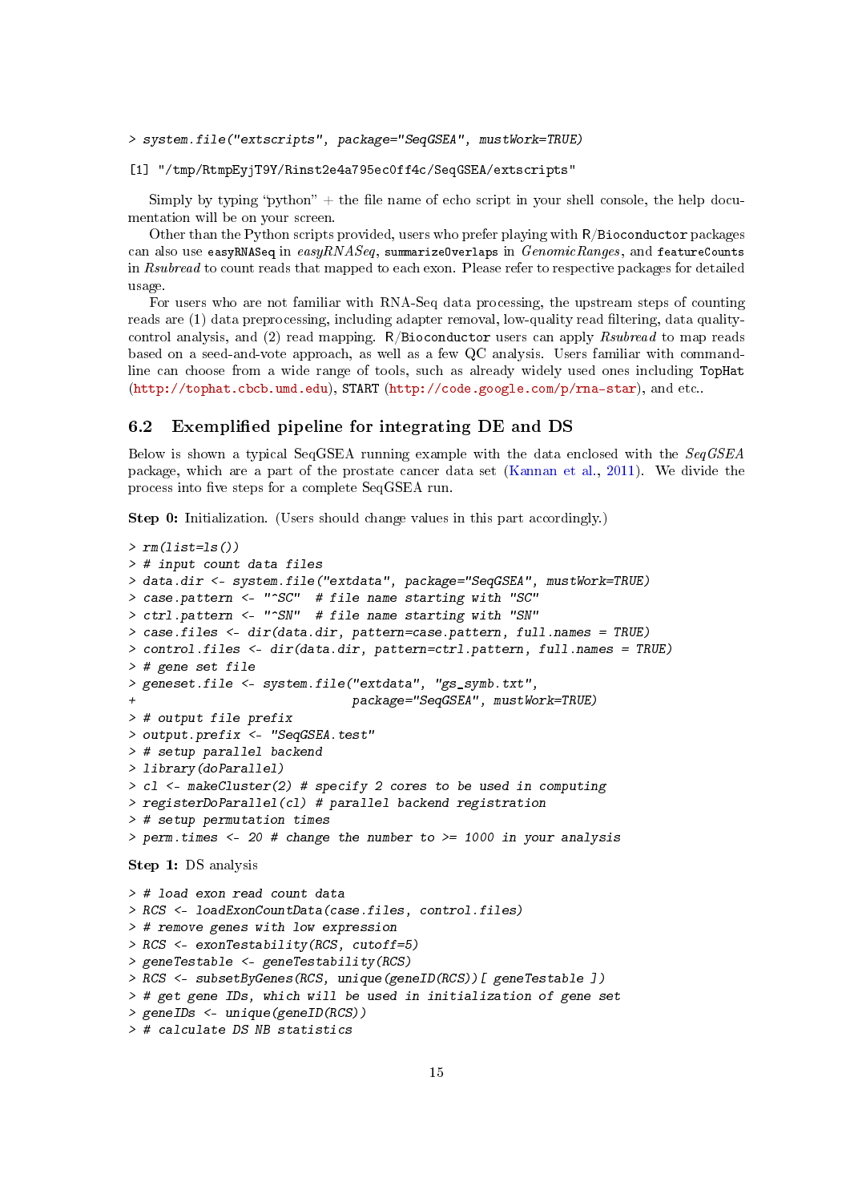```
> system.file("extscripts", package="SeqGSEA", mustWork=TRUE)
```

```
[1] "/tmp/RtmpEyjT9Y/Rinst2e4a795ec0ff4c/SeqGSEA/extscripts"
```

Simply by typing "python" + the file name of echo script in your shell console, the help documentation will be on your screen.

Other than the Python scripts provided, users who prefer playing with R/Bioconductor packages can also use `easyRNASeq` in *easyRNASeq*, `summarizeOverlaps` in *GenomicRanges*, and `featureCounts` in *Rsubread* to count reads that mapped to each exon. Please refer to respective packages for detailed usage.

For users who are not familiar with RNA-Seq data processing, the upstream steps of counting reads are (1) data preprocessing, including adapter removal, low-quality read filtering, data quality-control analysis, and (2) read mapping. R/Bioconductor users can apply *Rsubread* to map reads based on a seed-and-vote approach, as well as a few QC analysis. Users familiar with command-line can choose from a wide range of tools, such as already widely used ones including TopHat (http://tophat.cbcb.umd.edu), START (http://code.google.com/p/rna-star), and etc..

## 6.2 Exemplified pipeline for integrating DE and DS

Below is shown a typical SeqGSEA running example with the data enclosed with the *SeqGSEA* package, which are a part of the prostate cancer data set (Kannan et al., 2011). We divide the process into five steps for a complete SeqGSEA run.

**Step 0:** Initialization. (Users should change values in this part accordingly.)

```
> rm(list=ls())
> # input count data files
> data.dir <- system.file("extdata", package="SeqGSEA", mustWork=TRUE)
> case.pattern <- "^SC"  # file name starting with "SC"
> ctrl.pattern <- "^SN"  # file name starting with "SN"
> case.files <- dir(data.dir, pattern=case.pattern, full.names = TRUE)
> control.files <- dir(data.dir, pattern=ctrl.pattern, full.names = TRUE)
> # gene set file
> geneset.file <- system.file("extdata", "gs_symb.txt",
+                             package="SeqGSEA", mustWork=TRUE)
> # output file prefix
> output.prefix <- "SeqGSEA.test"
> # setup parallel backend
> library(doParallel)
> cl <- makeCluster(2) # specify 2 cores to be used in computing
> registerDoParallel(cl) # parallel backend registration
> # setup permutation times
> perm.times <- 20 # change the number to >= 1000 in your analysis
```

**Step 1:** DS analysis

```
> # load exon read count data
> RCS <- loadExonCountData(case.files, control.files)
> # remove genes with low expression
> RCS <- exonTestability(RCS, cutoff=5)
> geneTestable <- geneTestability(RCS)
> RCS <- subsetByGenes(RCS, unique(geneID(RCS))[ geneTestable ])
> # get gene IDs, which will be used in initialization of gene set
> geneIDs <- unique(geneID(RCS))
> # calculate DS NB statistics
```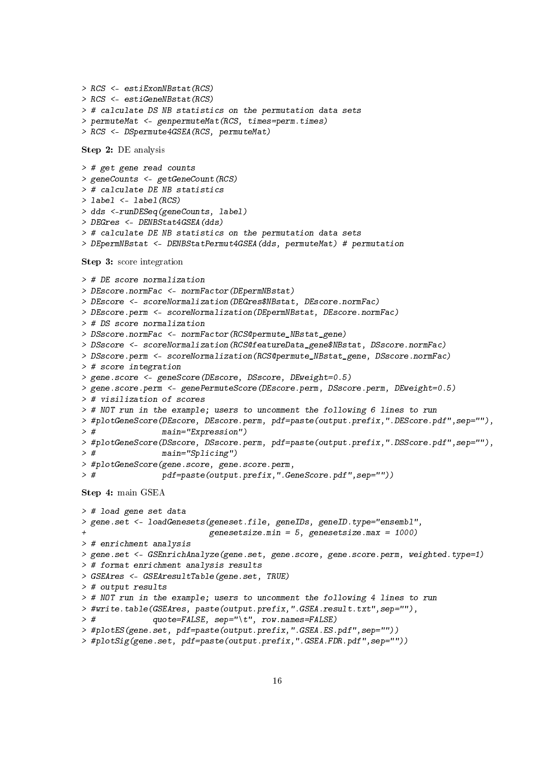```
> RCS <- estiExonNBstat(RCS)
> RCS <- estiGeneNBstat(RCS)
> # calculate DS NB statistics on the permutation data sets
> permuteMat <- genpermuteMat(RCS, times=perm.times)
> RCS <- DSpermute4GSEA(RCS, permuteMat)
```

**Step 2:** DE analysis

```
> # get gene read counts
> geneCounts <- getGeneCount(RCS)
> # calculate DE NB statistics
> label <- label(RCS)
> dds <-runDESeq(geneCounts, label)
> DEGres <- DENBStat4GSEA(dds)
> # calculate DE NB statistics on the permutation data sets
> DEpermNBstat <- DENBStatPermut4GSEA(dds, permuteMat) # permutation
```

**Step 3:** score integration

```
> # DE score normalization
> DEscore.normFac <- normFactor(DEpermNBstat)
> DEscore <- scoreNormalization(DEGres$NBstat, DEscore.normFac)
> DEscore.perm <- scoreNormalization(DEpermNBstat, DEscore.normFac)
> # DS score normalization
> DSscore.normFac <- normFactor(RCS@permute_NBstat_gene)
> DSscore <- scoreNormalization(RCS@featureData_gene$NBstat, DSscore.normFac)
> DSscore.perm <- scoreNormalization(RCS@permute_NBstat_gene, DSscore.normFac)
> # score integration
> gene.score <- geneScore(DEscore, DSscore, DEweight=0.5)
> gene.score.perm <- genePermuteScore(DEscore.perm, DSscore.perm, DEweight=0.5)
> # visilization of scores
> # NOT run in the example; users to uncomment the following 6 lines to run
> #plotGeneScore(DEscore, DEscore.perm, pdf=paste(output.prefix,".DEScore.pdf",sep=""),
> #              main="Expression")
> #plotGeneScore(DSscore, DSscore.perm, pdf=paste(output.prefix,".DSScore.pdf",sep=""),
> #              main="Splicing")
> #plotGeneScore(gene.score, gene.score.perm,
> #              pdf=paste(output.prefix,".GeneScore.pdf",sep=""))
```

**Step 4:** main GSEA

```
> # load gene set data
> gene.set <- loadGenesets(geneset.file, geneIDs, geneID.type="ensembl",
+                          genesetsize.min = 5, genesetsize.max = 1000)
> # enrichment analysis
> gene.set <- GSEnrichAnalyze(gene.set, gene.score, gene.score.perm, weighted.type=1)
> # format enrichment analysis results
> GSEAres <- GSEAresultTable(gene.set, TRUE)
> # output results
> # NOT run in the example; users to uncomment the following 4 lines to run
> #write.table(GSEAres, paste(output.prefix,".GSEA.result.txt",sep=""),
> #            quote=FALSE, sep="\t", row.names=FALSE)
> #plotES(gene.set, pdf=paste(output.prefix,".GSEA.ES.pdf",sep=""))
> #plotSig(gene.set, pdf=paste(output.prefix,".GSEA.FDR.pdf",sep=""))
```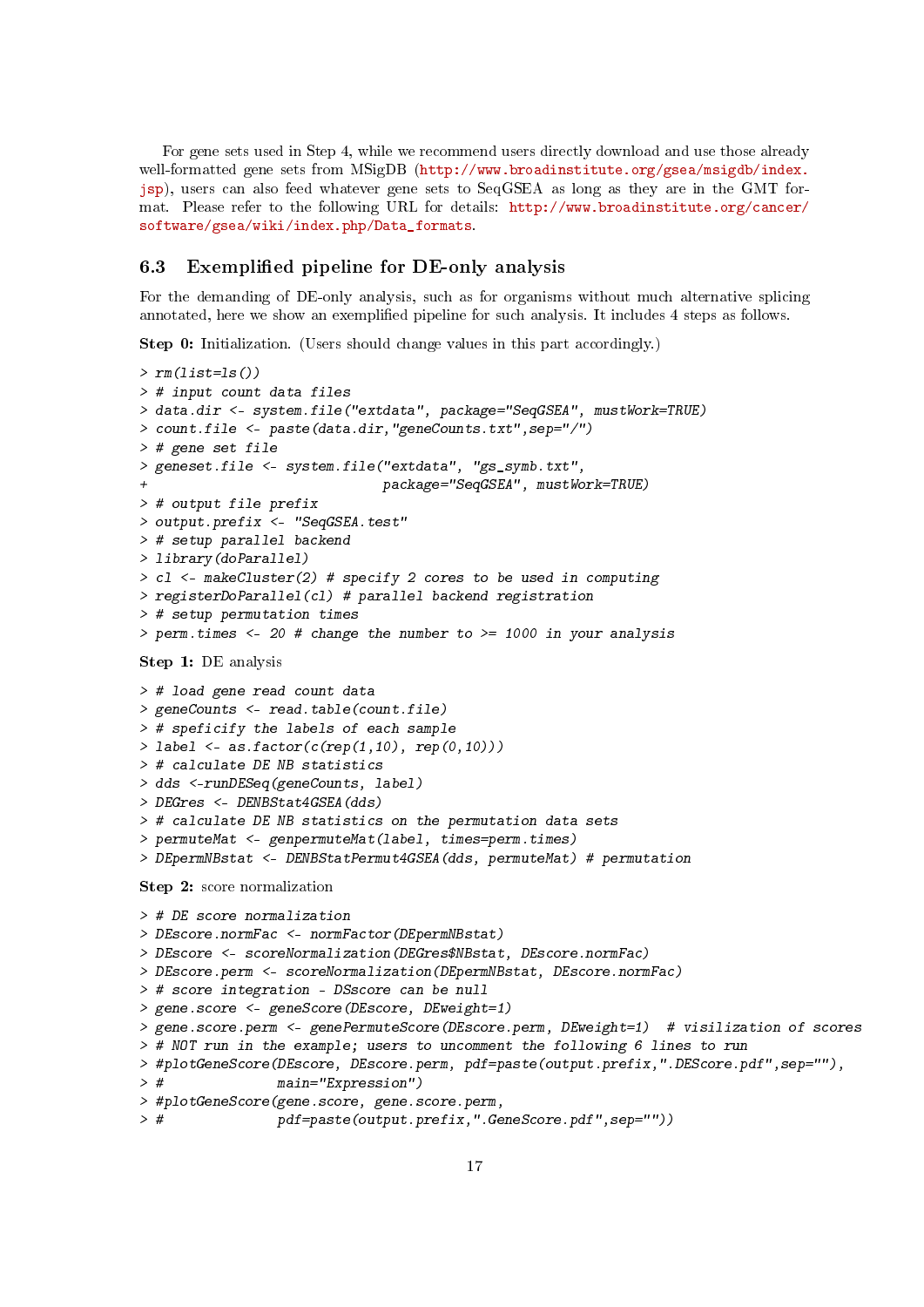For gene sets used in Step 4, while we recommend users directly download and use those already well-formatted gene sets from MSigDB (http://www.broadinstitute.org/gsea/msigdb/index.jsp), users can also feed whatever gene sets to SeqGSEA as long as they are in the GMT format. Please refer to the following URL for details: http://www.broadinstitute.org/cancer/software/gsea/wiki/index.php/Data_formats.

## 6.3 Exemplified pipeline for DE-only analysis

For the demanding of DE-only analysis, such as for organisms without much alternative splicing annotated, here we show an exemplified pipeline for such analysis. It includes 4 steps as follows.

**Step 0:** Initialization. (Users should change values in this part accordingly.)

```
> rm(list=ls())
> # input count data files
> data.dir <- system.file("extdata", package="SeqGSEA", mustWork=TRUE)
> count.file <- paste(data.dir,"geneCounts.txt",sep="/")
> # gene set file
> geneset.file <- system.file("extdata", "gs_symb.txt",
+                              package="SeqGSEA", mustWork=TRUE)
> # output file prefix
> output.prefix <- "SeqGSEA.test"
> # setup parallel backend
> library(doParallel)
> cl <- makeCluster(2) # specify 2 cores to be used in computing
> registerDoParallel(cl) # parallel backend registration
> # setup permutation times
> perm.times <- 20 # change the number to >= 1000 in your analysis
```

**Step 1:** DE analysis

```
> # load gene read count data
> geneCounts <- read.table(count.file)
> # speficify the labels of each sample
> label <- as.factor(c(rep(1,10), rep(0,10)))
> # calculate DE NB statistics
> dds <-runDESeq(geneCounts, label)
> DEGres <- DENBStat4GSEA(dds)
> # calculate DE NB statistics on the permutation data sets
> permuteMat <- genpermuteMat(label, times=perm.times)
> DEpermNBstat <- DENBStatPermut4GSEA(dds, permuteMat) # permutation
```

**Step 2:** score normalization

```
> # DE score normalization
> DEscore.normFac <- normFactor(DEpermNBstat)
> DEscore <- scoreNormalization(DEGres$NBstat, DEscore.normFac)
> DEscore.perm <- scoreNormalization(DEpermNBstat, DEscore.normFac)
> # score integration - DSscore can be null
> gene.score <- geneScore(DEscore, DEweight=1)
> gene.score.perm <- genePermuteScore(DEscore.perm, DEweight=1)  # visilization of scores
> # NOT run in the example; users to uncomment the following 6 lines to run
> #plotGeneScore(DEscore, DEscore.perm, pdf=paste(output.prefix,".DEScore.pdf",sep=""),
> #              main="Expression")
> #plotGeneScore(gene.score, gene.score.perm,
> #              pdf=paste(output.prefix,".GeneScore.pdf",sep=""))
```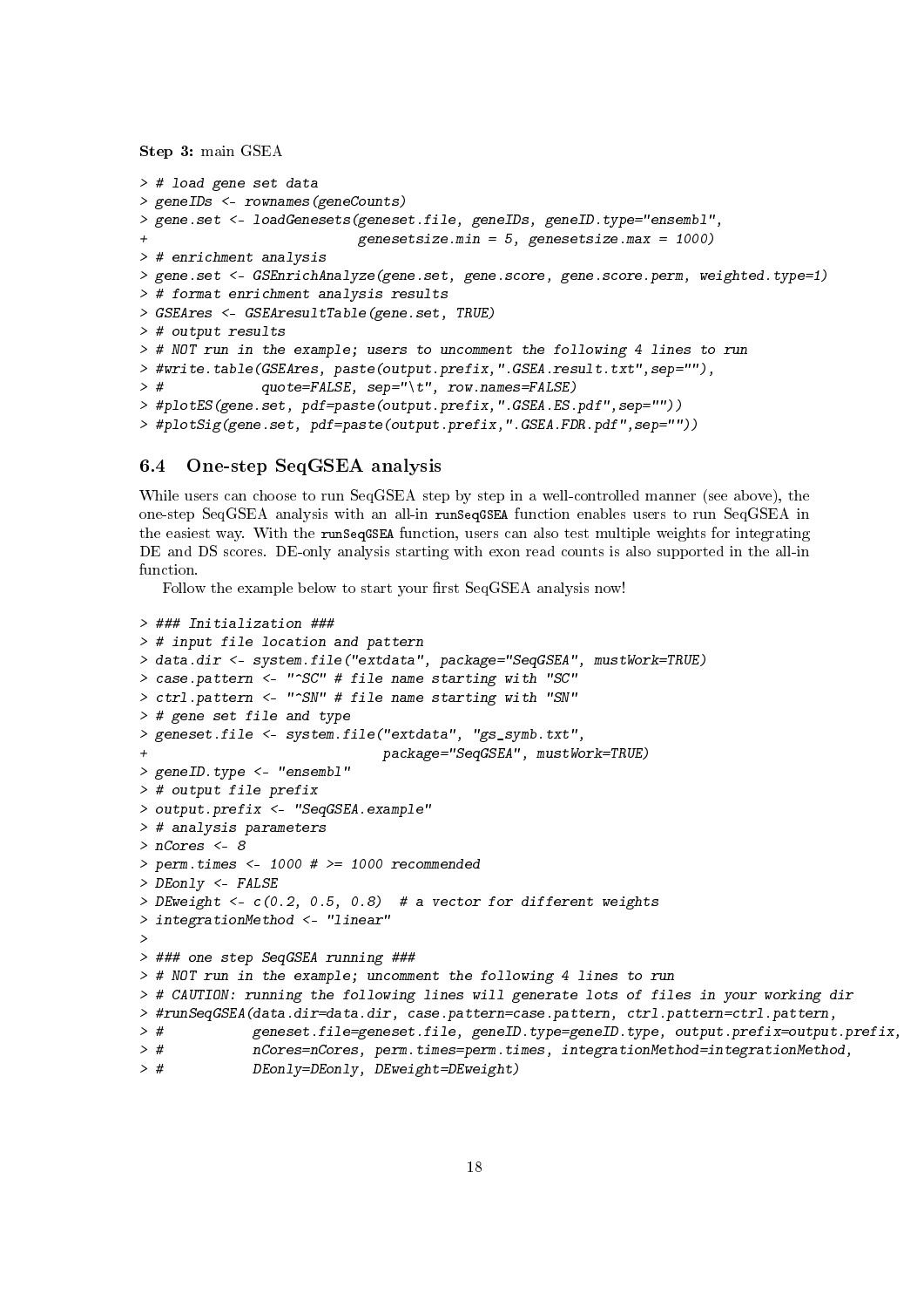**Step 3:** main GSEA

```
> # load gene set data
> geneIDs <- rownames(geneCounts)
> gene.set <- loadGenesets(geneset.file, geneIDs, geneID.type="ensembl",
+                          genesetsize.min = 5, genesetsize.max = 1000)
> # enrichment analysis
> gene.set <- GSEnrichAnalyze(gene.set, gene.score, gene.score.perm, weighted.type=1)
> # format enrichment analysis results
> GSEAres <- GSEAresultTable(gene.set, TRUE)
> # output results
> # NOT run in the example; users to uncomment the following 4 lines to run
> #write.table(GSEAres, paste(output.prefix,".GSEA.result.txt",sep=""),
> #            quote=FALSE, sep="\t", row.names=FALSE)
> #plotES(gene.set, pdf=paste(output.prefix,".GSEA.ES.pdf",sep=""))
> #plotSig(gene.set, pdf=paste(output.prefix,".GSEA.FDR.pdf",sep=""))
```

## 6.4 One-step SeqGSEA analysis

While users can choose to run SeqGSEA step by step in a well-controlled manner (see above), the one-step SeqGSEA analysis with an all-in `runSeqGSEA` function enables users to run SeqGSEA in the easiest way. With the `runSeqGSEA` function, users can also test multiple weights for integrating DE and DS scores. DE-only analysis starting with exon read counts is also supported in the all-in function.

Follow the example below to start your first SeqGSEA analysis now!

```
> ### Initialization ###
> # input file location and pattern
> data.dir <- system.file("extdata", package="SeqGSEA", mustWork=TRUE)
> case.pattern <- "^SC" # file name starting with "SC"
> ctrl.pattern <- "^SN" # file name starting with "SN"
> # gene set file and type
> geneset.file <- system.file("extdata", "gs_symb.txt",
+                             package="SeqGSEA", mustWork=TRUE)
> geneID.type <- "ensembl"
> # output file prefix
> output.prefix <- "SeqGSEA.example"
> # analysis parameters
> nCores <- 8
> perm.times <- 1000 # >= 1000 recommended
> DEonly <- FALSE
> DEweight <- c(0.2, 0.5, 0.8)  # a vector for different weights
> integrationMethod <- "linear"
>
> ### one step SeqGSEA running ###
> # NOT run in the example; uncomment the following 4 lines to run
> # CAUTION: running the following lines will generate lots of files in your working dir
> #runSeqGSEA(data.dir=data.dir, case.pattern=case.pattern, ctrl.pattern=ctrl.pattern,
> #           geneset.file=geneset.file, geneID.type=geneID.type, output.prefix=output.prefix,
> #           nCores=nCores, perm.times=perm.times, integrationMethod=integrationMethod,
> #           DEonly=DEonly, DEweight=DEweight)
```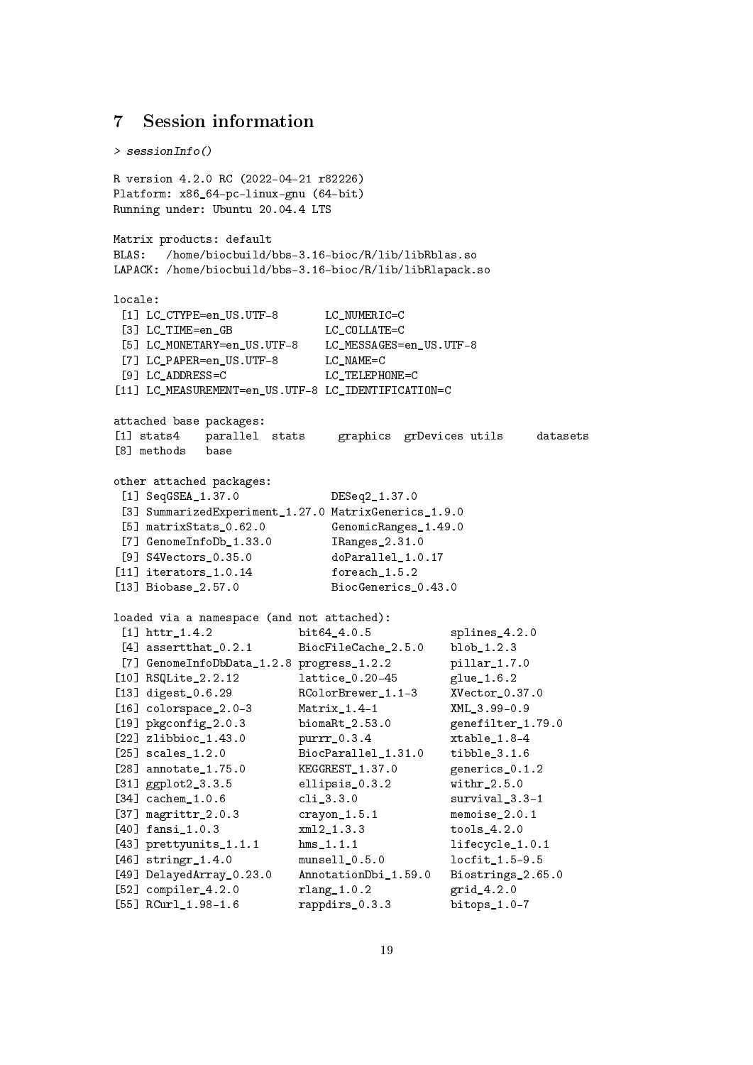## 7 Session information

```
> sessionInfo()

R version 4.2.0 RC (2022-04-21 r82226)
Platform: x86_64-pc-linux-gnu (64-bit)
Running under: Ubuntu 20.04.4 LTS

Matrix products: default
BLAS:   /home/biocbuild/bbs-3.16-bioc/R/lib/libRblas.so
LAPACK: /home/biocbuild/bbs-3.16-bioc/R/lib/libRlapack.so

locale:
 [1] LC_CTYPE=en_US.UTF-8       LC_NUMERIC=C
 [3] LC_TIME=en_GB              LC_COLLATE=C
 [5] LC_MONETARY=en_US.UTF-8    LC_MESSAGES=en_US.UTF-8
 [7] LC_PAPER=en_US.UTF-8       LC_NAME=C
 [9] LC_ADDRESS=C               LC_TELEPHONE=C
[11] LC_MEASUREMENT=en_US.UTF-8 LC_IDENTIFICATION=C

attached base packages:
[1] stats4    parallel  stats     graphics  grDevices utils     datasets
[8] methods   base

other attached packages:
 [1] SeqGSEA_1.37.0              DESeq2_1.37.0
 [3] SummarizedExperiment_1.27.0 MatrixGenerics_1.9.0
 [5] matrixStats_0.62.0          GenomicRanges_1.49.0
 [7] GenomeInfoDb_1.33.0         IRanges_2.31.0
 [9] S4Vectors_0.35.0            doParallel_1.0.17
[11] iterators_1.0.14            foreach_1.5.2
[13] Biobase_2.57.0              BiocGenerics_0.43.0

loaded via a namespace (and not attached):
 [1] httr_1.4.2             bit64_4.0.5            splines_4.2.0
 [4] assertthat_0.2.1       BiocFileCache_2.5.0    blob_1.2.3
 [7] GenomeInfoDbData_1.2.8 progress_1.2.2         pillar_1.7.0
[10] RSQLite_2.2.12         lattice_0.20-45        glue_1.6.2
[13] digest_0.6.29          RColorBrewer_1.1-3     XVector_0.37.0
[16] colorspace_2.0-3       Matrix_1.4-1           XML_3.99-0.9
[19] pkgconfig_2.0.3        biomaRt_2.53.0         genefilter_1.79.0
[22] zlibbioc_1.43.0        purrr_0.3.4            xtable_1.8-4
[25] scales_1.2.0           BiocParallel_1.31.0    tibble_3.1.6
[28] annotate_1.75.0        KEGGREST_1.37.0        generics_0.1.2
[31] ggplot2_3.3.5          ellipsis_0.3.2         withr_2.5.0
[34] cachem_1.0.6           cli_3.3.0              survival_3.3-1
[37] magrittr_2.0.3         crayon_1.5.1           memoise_2.0.1
[40] fansi_1.0.3            xml2_1.3.3             tools_4.2.0
[43] prettyunits_1.1.1      hms_1.1.1              lifecycle_1.0.1
[46] stringr_1.4.0          munsell_0.5.0          locfit_1.5-9.5
[49] DelayedArray_0.23.0    AnnotationDbi_1.59.0   Biostrings_2.65.0
[52] compiler_4.2.0         rlang_1.0.2            grid_4.2.0
[55] RCurl_1.98-1.6         rappdirs_0.3.3         bitops_1.0-7
```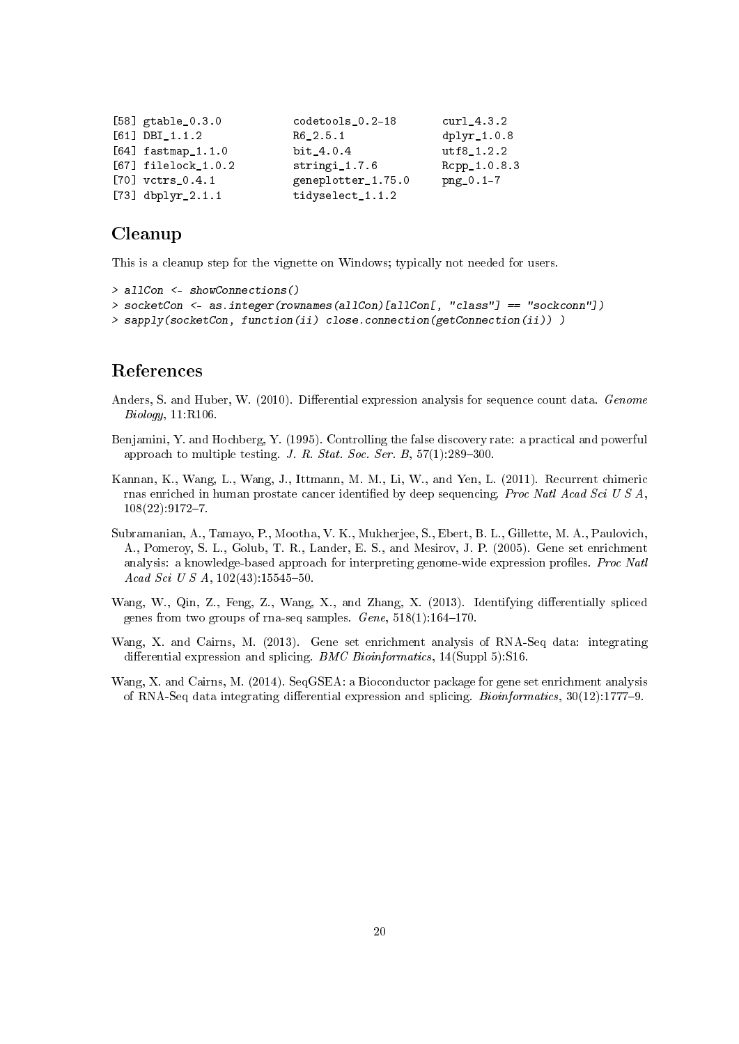```
[58] gtable_0.3.0          codetools_0.2-18      curl_4.3.2
[61] DBI_1.1.2             R6_2.5.1              dplyr_1.0.8
[64] fastmap_1.1.0         bit_4.0.4             utf8_1.2.2
[67] filelock_1.0.2        stringi_1.7.6         Rcpp_1.0.8.3
[70] vctrs_0.4.1           geneplotter_1.75.0    png_0.1-7
[73] dbplyr_2.1.1          tidyselect_1.1.2
```

## Cleanup

This is a cleanup step for the vignette on Windows; typically not needed for users.

```
> allCon <- showConnections()
> socketCon <- as.integer(rownames(allCon)[allCon[, "class"] == "sockconn"])
> sapply(socketCon, function(ii) close.connection(getConnection(ii)) )
```

## References

Anders, S. and Huber, W. (2010). Differential expression analysis for sequence count data. *Genome Biology*, 11:R106.

Benjamini, Y. and Hochberg, Y. (1995). Controlling the false discovery rate: a practical and powerful approach to multiple testing. *J. R. Stat. Soc. Ser. B*, 57(1):289–300.

Kannan, K., Wang, L., Wang, J., Ittmann, M. M., Li, W., and Yen, L. (2011). Recurrent chimeric rnas enriched in human prostate cancer identified by deep sequencing. *Proc Natl Acad Sci U S A*, 108(22):9172–7.

Subramanian, A., Tamayo, P., Mootha, V. K., Mukherjee, S., Ebert, B. L., Gillette, M. A., Paulovich, A., Pomeroy, S. L., Golub, T. R., Lander, E. S., and Mesirov, J. P. (2005). Gene set enrichment analysis: a knowledge-based approach for interpreting genome-wide expression profiles. *Proc Natl Acad Sci U S A*, 102(43):15545–50.

Wang, W., Qin, Z., Feng, Z., Wang, X., and Zhang, X. (2013). Identifying differentially spliced genes from two groups of rna-seq samples. *Gene*, 518(1):164–170.

Wang, X. and Cairns, M. (2013). Gene set enrichment analysis of RNA-Seq data: integrating differential expression and splicing. *BMC Bioinformatics*, 14(Suppl 5):S16.

Wang, X. and Cairns, M. (2014). SeqGSEA: a Bioconductor package for gene set enrichment analysis of RNA-Seq data integrating differential expression and splicing. *Bioinformatics*, 30(12):1777–9.